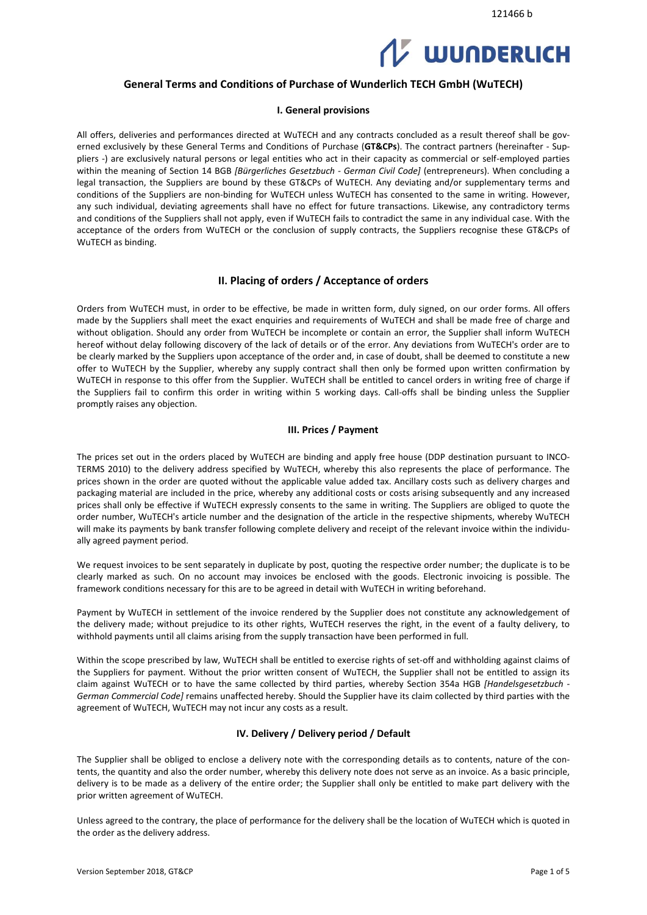121466 b

WUNDERLICH

# General Terms and Conditions of Purchase of Wunderlich TECH GmbH (WuTECH)

## I. General provisions

All offers, deliveries and performances directed at WuTECH and any contracts concluded as a result thereof shall be governed exclusively by these General Terms and Conditions of Purchase (**GT&CPs**). The contract partners (hereinafter - Suppliers -) are exclusively natural persons or legal entities who act in their capacity as commercial or self-employed parties within the meaning of Section 14 BGB *[Bürgerliches Gesetzbuch - German Civil Code]* (entrepreneurs). When concluding a legal transaction, the Suppliers are bound by these GT&CPs of WuTECH. Any deviating and/or supplementary terms and conditions of the Suppliers are non-binding for WuTECH unless WuTECH has consented to the same in writing. However, any such individual, deviating agreements shall have no effect for future transactions. Likewise, any contradictory terms and conditions of the Suppliers shall not apply, even if WuTECH fails to contradict the same in any individual case. With the acceptance of the orders from WuTECH or the conclusion of supply contracts, the Suppliers recognise these GT&CPs of WuTECH as binding.

## II. Placing of orders / Acceptance of orders

Orders from WuTECH must, in order to be effective, be made in written form, duly signed, on our order forms. All offers made by the Suppliers shall meet the exact enquiries and requirements of WuTECH and shall be made free of charge and without obligation. Should any order from WuTECH be incomplete or contain an error, the Supplier shall inform WuTECH hereof without delay following discovery of the lack of details or of the error. Any deviations from WuTECH's order are to be clearly marked by the Suppliers upon acceptance of the order and, in case of doubt, shall be deemed to constitute a new offer to WuTECH by the Supplier, whereby any supply contract shall then only be formed upon written confirmation by WuTECH in response to this offer from the Supplier. WuTECH shall be entitled to cancel orders in writing free of charge if the Suppliers fail to confirm this order in writing within 5 working days. Call-offs shall be binding unless the Supplier promptly raises any objection.

## III. Prices / Payment

The prices set out in the orders placed by WuTECH are binding and apply free house (DDP destination pursuant to INCOTERMS 2010) to the delivery address specified by WuTECH, whereby this also represents the place of performance. The prices shown in the order are quoted without the applicable value added tax. Ancillary costs such as delivery charges and packaging material are included in the price, whereby any additional costs or costs arising subsequently and any increased prices shall only be effective if WuTECH expressly consents to the same in writing. The Suppliers are obliged to quote the order number, WuTECH's article number and the designation of the article in the respective shipments, whereby WuTECH will make its payments by bank transfer following complete delivery and receipt of the relevant invoice within the individually agreed payment period.

We request invoices to be sent separately in duplicate by post, quoting the respective order number; the duplicate is to be clearly marked as such. On no account may invoices be enclosed with the goods. Electronic invoicing is possible. The framework conditions necessary for this are to be agreed in detail with WuTECH in writing beforehand.

Payment by WuTECH in settlement of the invoice rendered by the Supplier does not constitute any acknowledgement of the delivery made; without prejudice to its other rights, WuTECH reserves the right, in the event of a faulty delivery, to withhold payments until all claims arising from the supply transaction have been performed in full.

Within the scope prescribed by law, WuTECH shall be entitled to exercise rights of set-off and withholding against claims of the Suppliers for payment. Without the prior written consent of WuTECH, the Supplier shall not be entitled to assign its claim against WuTECH or to have the same collected by third parties, whereby Section 354a HGB *[Handelsgesetzbuch - German Commercial Code]* remains unaffected hereby. Should the Supplier have its claim collected by third parties with the agreement of WuTECH, WuTECH may not incur any costs as a result.

## IV. Delivery / Delivery period / Default

The Supplier shall be obliged to enclose a delivery note with the corresponding details as to contents, nature of the contents, the quantity and also the order number, whereby this delivery note does not serve as an invoice. As a basic principle, delivery is to be made as a delivery of the entire order; the Supplier shall only be entitled to make part delivery with the prior written agreement of WuTECH.

Unless agreed to the contrary, the place of performance for the delivery shall be the location of WuTECH which is quoted in the order as the delivery address.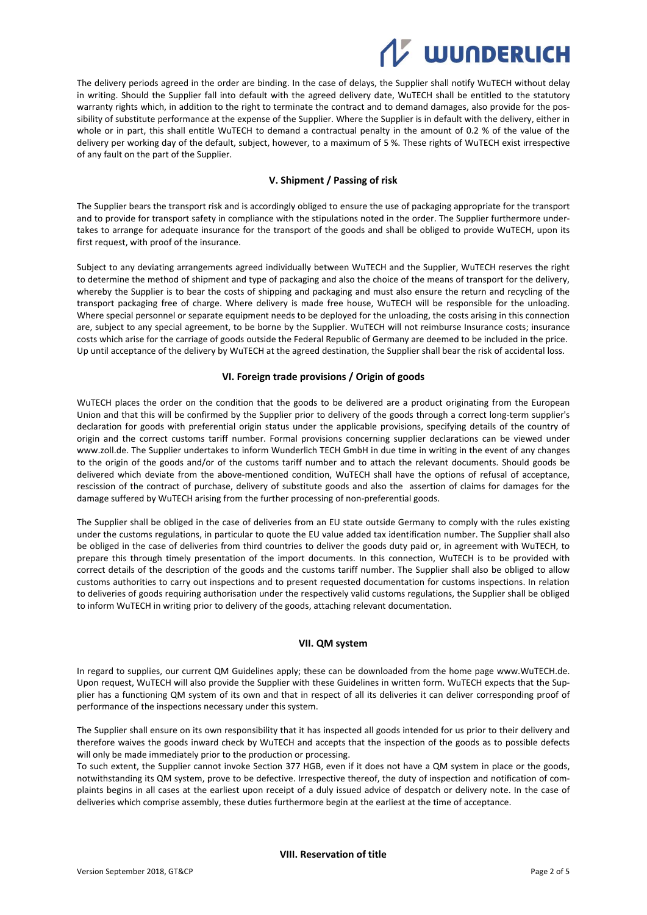The delivery periods agreed in the order are binding. In the case of delays, the Supplier shall notify WuTECH without delay in writing. Should the Supplier fall into default with the agreed delivery date, WuTECH shall be entitled to the statutory warranty rights which, in addition to the right to terminate the contract and to demand damages, also provide for the possibility of substitute performance at the expense of the Supplier. Where the Supplier is in default with the delivery, either in whole or in part, this shall entitle WuTECH to demand a contractual penalty in the amount of 0.2 % of the value of the delivery per working day of the default, subject, however, to a maximum of 5 %. These rights of WuTECH exist irrespective of any fault on the part of the Supplier.

## V. Shipment / Passing of risk

The Supplier bears the transport risk and is accordingly obliged to ensure the use of packaging appropriate for the transport and to provide for transport safety in compliance with the stipulations noted in the order. The Supplier furthermore undertakes to arrange for adequate insurance for the transport of the goods and shall be obliged to provide WuTECH, upon its first request, with proof of the insurance.

Subject to any deviating arrangements agreed individually between WuTECH and the Supplier, WuTECH reserves the right to determine the method of shipment and type of packaging and also the choice of the means of transport for the delivery, whereby the Supplier is to bear the costs of shipping and packaging and must also ensure the return and recycling of the transport packaging free of charge. Where delivery is made free house, WuTECH will be responsible for the unloading. Where special personnel or separate equipment needs to be deployed for the unloading, the costs arising in this connection are, subject to any special agreement, to be borne by the Supplier. WuTECH will not reimburse Insurance costs; insurance costs which arise for the carriage of goods outside the Federal Republic of Germany are deemed to be included in the price. Up until acceptance of the delivery by WuTECH at the agreed destination, the Supplier shall bear the risk of accidental loss.

## VI. Foreign trade provisions / Origin of goods

WuTECH places the order on the condition that the goods to be delivered are a product originating from the European Union and that this will be confirmed by the Supplier prior to delivery of the goods through a correct long-term supplier's declaration for goods with preferential origin status under the applicable provisions, specifying details of the country of origin and the correct customs tariff number. Formal provisions concerning supplier declarations can be viewed under www.zoll.de. The Supplier undertakes to inform Wunderlich TECH GmbH in due time in writing in the event of any changes to the origin of the goods and/or of the customs tariff number and to attach the relevant documents. Should goods be delivered which deviate from the above-mentioned condition, WuTECH shall have the options of refusal of acceptance, rescission of the contract of purchase, delivery of substitute goods and also the assertion of claims for damages for the damage suffered by WuTECH arising from the further processing of non-preferential goods.

The Supplier shall be obliged in the case of deliveries from an EU state outside Germany to comply with the rules existing under the customs regulations, in particular to quote the EU value added tax identification number. The Supplier shall also be obliged in the case of deliveries from third countries to deliver the goods duty paid or, in agreement with WuTECH, to prepare this through timely presentation of the import documents. In this connection, WuTECH is to be provided with correct details of the description of the goods and the customs tariff number. The Supplier shall also be obliged to allow customs authorities to carry out inspections and to present requested documentation for customs inspections. In relation to deliveries of goods requiring authorisation under the respectively valid customs regulations, the Supplier shall be obliged to inform WuTECH in writing prior to delivery of the goods, attaching relevant documentation.

## VII. QM system

In regard to supplies, our current QM Guidelines apply; these can be downloaded from the home page www.WuTECH.de. Upon request, WuTECH will also provide the Supplier with these Guidelines in written form. WuTECH expects that the Supplier has a functioning QM system of its own and that in respect of all its deliveries it can deliver corresponding proof of performance of the inspections necessary under this system.

The Supplier shall ensure on its own responsibility that it has inspected all goods intended for us prior to their delivery and therefore waives the goods inward check by WuTECH and accepts that the inspection of the goods as to possible defects will only be made immediately prior to the production or processing.
To such extent, the Supplier cannot invoke Section 377 HGB, even if it does not have a QM system in place or the goods, notwithstanding its QM system, prove to be defective. Irrespective thereof, the duty of inspection and notification of complaints begins in all cases at the earliest upon receipt of a duly issued advice of despatch or delivery note. In the case of deliveries which comprise assembly, these duties furthermore begin at the earliest at the time of acceptance.

## VIII. Reservation of title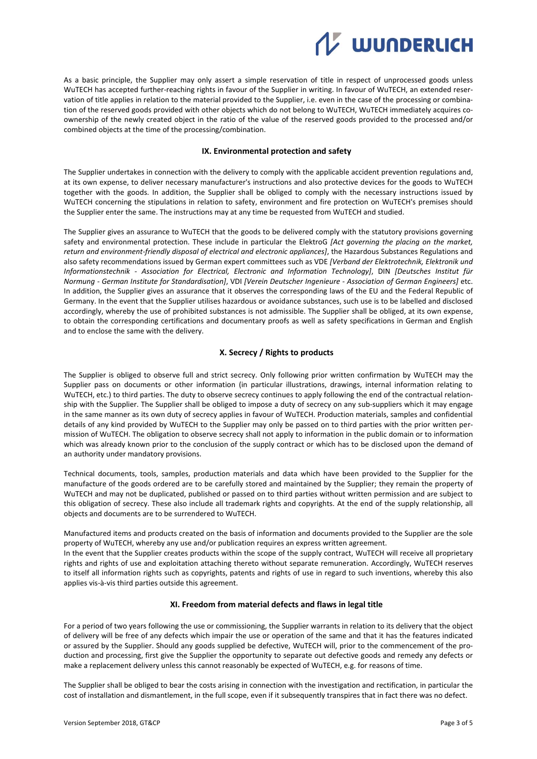As a basic principle, the Supplier may only assert a simple reservation of title in respect of unprocessed goods unless WuTECH has accepted further-reaching rights in favour of the Supplier in writing. In favour of WuTECH, an extended reservation of title applies in relation to the material provided to the Supplier, i.e. even in the case of the processing or combination of the reserved goods provided with other objects which do not belong to WuTECH, WuTECH immediately acquires co-ownership of the newly created object in the ratio of the value of the reserved goods provided to the processed and/or combined objects at the time of the processing/combination.

## IX. Environmental protection and safety

The Supplier undertakes in connection with the delivery to comply with the applicable accident prevention regulations and, at its own expense, to deliver necessary manufacturer's instructions and also protective devices for the goods to WuTECH together with the goods. In addition, the Supplier shall be obliged to comply with the necessary instructions issued by WuTECH concerning the stipulations in relation to safety, environment and fire protection on WuTECH's premises should the Supplier enter the same. The instructions may at any time be requested from WuTECH and studied.

The Supplier gives an assurance to WuTECH that the goods to be delivered comply with the statutory provisions governing safety and environmental protection. These include in particular the ElektroG *[Act governing the placing on the market, return and environment-friendly disposal of electrical and electronic appliances]*, the Hazardous Substances Regulations and also safety recommendations issued by German expert committees such as VDE *[Verband der Elektrotechnik, Elektronik und Informationstechnik - Association for Electrical, Electronic and Information Technology]*, DIN *[Deutsches Institut für Normung - German Institute for Standardisation]*, VDI *[Verein Deutscher Ingenieure - Association of German Engineers]* etc. In addition, the Supplier gives an assurance that it observes the corresponding laws of the EU and the Federal Republic of Germany. In the event that the Supplier utilises hazardous or avoidance substances, such use is to be labelled and disclosed accordingly, whereby the use of prohibited substances is not admissible. The Supplier shall be obliged, at its own expense, to obtain the corresponding certifications and documentary proofs as well as safety specifications in German and English and to enclose the same with the delivery.

## X. Secrecy / Rights to products

The Supplier is obliged to observe full and strict secrecy. Only following prior written confirmation by WuTECH may the Supplier pass on documents or other information (in particular illustrations, drawings, internal information relating to WuTECH, etc.) to third parties. The duty to observe secrecy continues to apply following the end of the contractual relationship with the Supplier. The Supplier shall be obliged to impose a duty of secrecy on any sub-suppliers which it may engage in the same manner as its own duty of secrecy applies in favour of WuTECH. Production materials, samples and confidential details of any kind provided by WuTECH to the Supplier may only be passed on to third parties with the prior written permission of WuTECH. The obligation to observe secrecy shall not apply to information in the public domain or to information which was already known prior to the conclusion of the supply contract or which has to be disclosed upon the demand of an authority under mandatory provisions.

Technical documents, tools, samples, production materials and data which have been provided to the Supplier for the manufacture of the goods ordered are to be carefully stored and maintained by the Supplier; they remain the property of WuTECH and may not be duplicated, published or passed on to third parties without written permission and are subject to this obligation of secrecy. These also include all trademark rights and copyrights. At the end of the supply relationship, all objects and documents are to be surrendered to WuTECH.

Manufactured items and products created on the basis of information and documents provided to the Supplier are the sole property of WuTECH, whereby any use and/or publication requires an express written agreement.
In the event that the Supplier creates products within the scope of the supply contract, WuTECH will receive all proprietary rights and rights of use and exploitation attaching thereto without separate remuneration. Accordingly, WuTECH reserves to itself all information rights such as copyrights, patents and rights of use in regard to such inventions, whereby this also applies vis-à-vis third parties outside this agreement.

## XI. Freedom from material defects and flaws in legal title

For a period of two years following the use or commissioning, the Supplier warrants in relation to its delivery that the object of delivery will be free of any defects which impair the use or operation of the same and that it has the features indicated or assured by the Supplier. Should any goods supplied be defective, WuTECH will, prior to the commencement of the production and processing, first give the Supplier the opportunity to separate out defective goods and remedy any defects or make a replacement delivery unless this cannot reasonably be expected of WuTECH, e.g. for reasons of time.

The Supplier shall be obliged to bear the costs arising in connection with the investigation and rectification, in particular the cost of installation and dismantlement, in the full scope, even if it subsequently transpires that in fact there was no defect.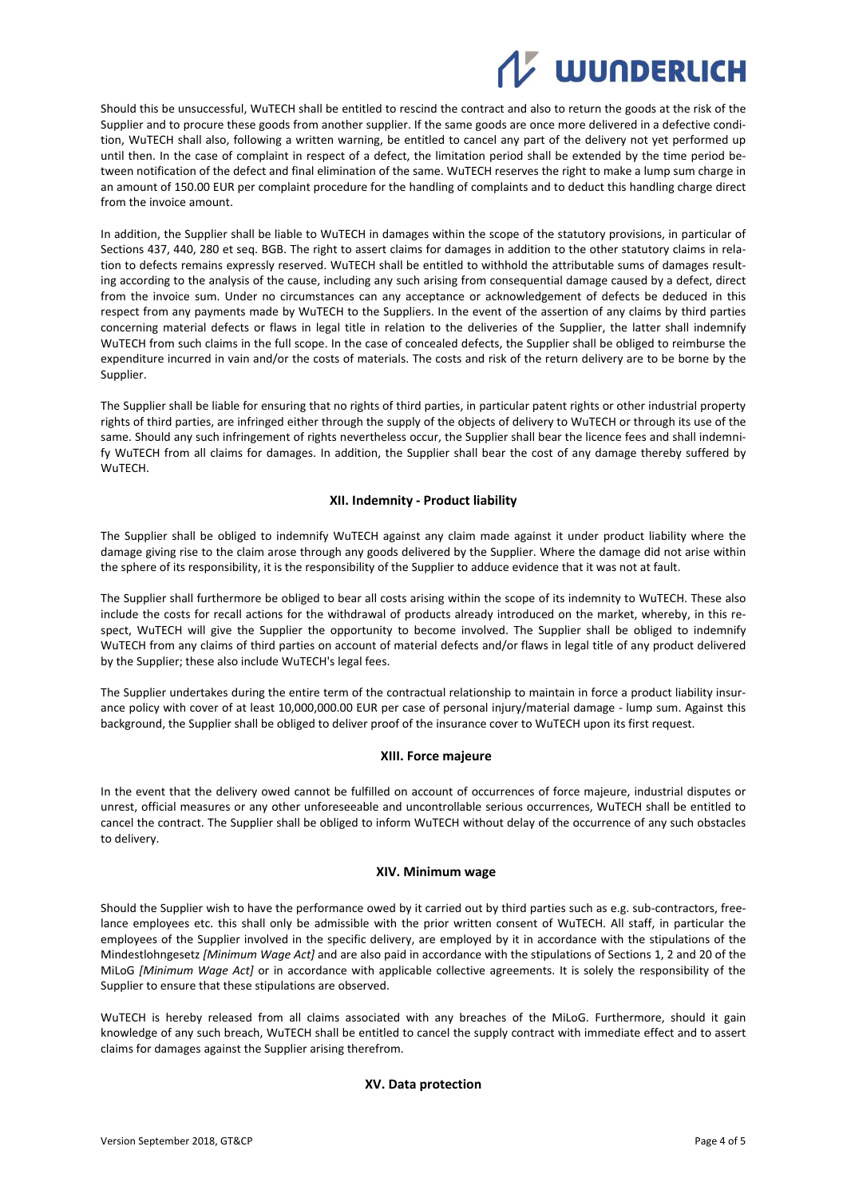Should this be unsuccessful, WuTECH shall be entitled to rescind the contract and also to return the goods at the risk of the Supplier and to procure these goods from another supplier. If the same goods are once more delivered in a defective condition, WuTECH shall also, following a written warning, be entitled to cancel any part of the delivery not yet performed up until then. In the case of complaint in respect of a defect, the limitation period shall be extended by the time period between notification of the defect and final elimination of the same. WuTECH reserves the right to make a lump sum charge in an amount of 150.00 EUR per complaint procedure for the handling of complaints and to deduct this handling charge direct from the invoice amount.

In addition, the Supplier shall be liable to WuTECH in damages within the scope of the statutory provisions, in particular of Sections 437, 440, 280 et seq. BGB. The right to assert claims for damages in addition to the other statutory claims in relation to defects remains expressly reserved. WuTECH shall be entitled to withhold the attributable sums of damages resulting according to the analysis of the cause, including any such arising from consequential damage caused by a defect, direct from the invoice sum. Under no circumstances can any acceptance or acknowledgement of defects be deduced in this respect from any payments made by WuTECH to the Suppliers. In the event of the assertion of any claims by third parties concerning material defects or flaws in legal title in relation to the deliveries of the Supplier, the latter shall indemnify WuTECH from such claims in the full scope. In the case of concealed defects, the Supplier shall be obliged to reimburse the expenditure incurred in vain and/or the costs of materials. The costs and risk of the return delivery are to be borne by the Supplier.

The Supplier shall be liable for ensuring that no rights of third parties, in particular patent rights or other industrial property rights of third parties, are infringed either through the supply of the objects of delivery to WuTECH or through its use of the same. Should any such infringement of rights nevertheless occur, the Supplier shall bear the licence fees and shall indemnify WuTECH from all claims for damages. In addition, the Supplier shall bear the cost of any damage thereby suffered by WuTECH.

## XII. Indemnity - Product liability

The Supplier shall be obliged to indemnify WuTECH against any claim made against it under product liability where the damage giving rise to the claim arose through any goods delivered by the Supplier. Where the damage did not arise within the sphere of its responsibility, it is the responsibility of the Supplier to adduce evidence that it was not at fault.

The Supplier shall furthermore be obliged to bear all costs arising within the scope of its indemnity to WuTECH. These also include the costs for recall actions for the withdrawal of products already introduced on the market, whereby, in this respect, WuTECH will give the Supplier the opportunity to become involved. The Supplier shall be obliged to indemnify WuTECH from any claims of third parties on account of material defects and/or flaws in legal title of any product delivered by the Supplier; these also include WuTECH's legal fees.

The Supplier undertakes during the entire term of the contractual relationship to maintain in force a product liability insurance policy with cover of at least 10,000,000.00 EUR per case of personal injury/material damage - lump sum. Against this background, the Supplier shall be obliged to deliver proof of the insurance cover to WuTECH upon its first request.

## XIII. Force majeure

In the event that the delivery owed cannot be fulfilled on account of occurrences of force majeure, industrial disputes or unrest, official measures or any other unforeseeable and uncontrollable serious occurrences, WuTECH shall be entitled to cancel the contract. The Supplier shall be obliged to inform WuTECH without delay of the occurrence of any such obstacles to delivery.

## XIV. Minimum wage

Should the Supplier wish to have the performance owed by it carried out by third parties such as e.g. sub-contractors, freelance employees etc. this shall only be admissible with the prior written consent of WuTECH. All staff, in particular the employees of the Supplier involved in the specific delivery, are employed by it in accordance with the stipulations of the Mindestlohngesetz *[Minimum Wage Act]* and are also paid in accordance with the stipulations of Sections 1, 2 and 20 of the MiLoG *[Minimum Wage Act]* or in accordance with applicable collective agreements. It is solely the responsibility of the Supplier to ensure that these stipulations are observed.

WuTECH is hereby released from all claims associated with any breaches of the MiLoG. Furthermore, should it gain knowledge of any such breach, WuTECH shall be entitled to cancel the supply contract with immediate effect and to assert claims for damages against the Supplier arising therefrom.

## XV. Data protection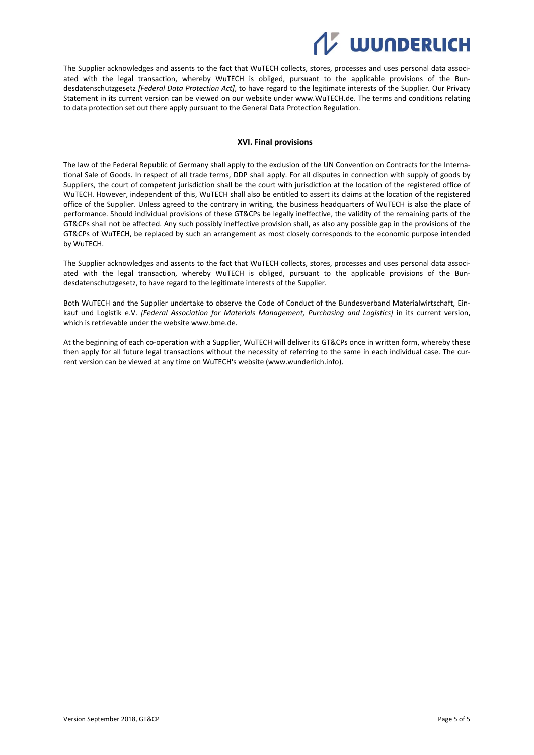The Supplier acknowledges and assents to the fact that WuTECH collects, stores, processes and uses personal data associated with the legal transaction, whereby WuTECH is obliged, pursuant to the applicable provisions of the Bundesdatenschutzgesetz *[Federal Data Protection Act]*, to have regard to the legitimate interests of the Supplier. Our Privacy Statement in its current version can be viewed on our website under www.WuTECH.de. The terms and conditions relating to data protection set out there apply pursuant to the General Data Protection Regulation.

## XVI. Final provisions

The law of the Federal Republic of Germany shall apply to the exclusion of the UN Convention on Contracts for the International Sale of Goods. In respect of all trade terms, DDP shall apply. For all disputes in connection with supply of goods by Suppliers, the court of competent jurisdiction shall be the court with jurisdiction at the location of the registered office of WuTECH. However, independent of this, WuTECH shall also be entitled to assert its claims at the location of the registered office of the Supplier. Unless agreed to the contrary in writing, the business headquarters of WuTECH is also the place of performance. Should individual provisions of these GT&CPs be legally ineffective, the validity of the remaining parts of the GT&CPs shall not be affected. Any such possibly ineffective provision shall, as also any possible gap in the provisions of the GT&CPs of WuTECH, be replaced by such an arrangement as most closely corresponds to the economic purpose intended by WuTECH.

The Supplier acknowledges and assents to the fact that WuTECH collects, stores, processes and uses personal data associated with the legal transaction, whereby WuTECH is obliged, pursuant to the applicable provisions of the Bundesdatenschutzgesetz, to have regard to the legitimate interests of the Supplier.

Both WuTECH and the Supplier undertake to observe the Code of Conduct of the Bundesverband Materialwirtschaft, Einkauf und Logistik e.V. *[Federal Association for Materials Management, Purchasing and Logistics]* in its current version, which is retrievable under the website www.bme.de.

At the beginning of each co-operation with a Supplier, WuTECH will deliver its GT&CPs once in written form, whereby these then apply for all future legal transactions without the necessity of referring to the same in each individual case. The current version can be viewed at any time on WuTECH's website (www.wunderlich.info).